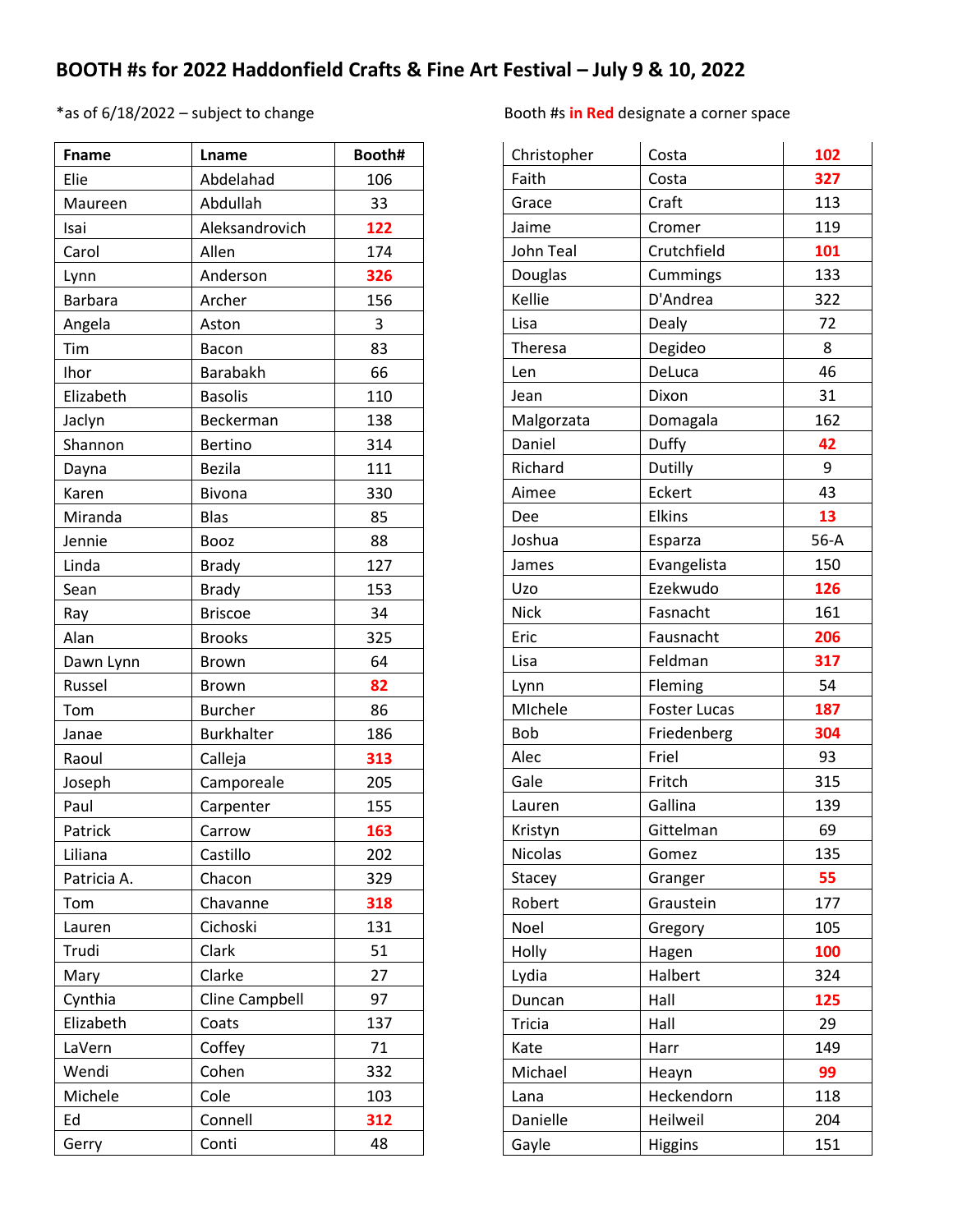# BOOTH #s for 2022 Haddonfield Crafts & Fine Art Festival – July 9 & 10, 2022

*as of 6/18/2022 – subject to change

Booth #s **in Red** designate a corner space

| Fname | Lname | Booth# |
|---|---|---|
| Elie | Abdelahad | 106 |
| Maureen | Abdullah | 33 |
| Isai | Aleksandrovich | **122** |
| Carol | Allen | 174 |
| Lynn | Anderson | **326** |
| Barbara | Archer | 156 |
| Angela | Aston | 3 |
| Tim | Bacon | 83 |
| Ihor | Barabakh | 66 |
| Elizabeth | Basolis | 110 |
| Jaclyn | Beckerman | 138 |
| Shannon | Bertino | 314 |
| Dayna | Bezila | 111 |
| Karen | Bivona | 330 |
| Miranda | Blas | 85 |
| Jennie | Booz | 88 |
| Linda | Brady | 127 |
| Sean | Brady | 153 |
| Ray | Briscoe | 34 |
| Alan | Brooks | 325 |
| Dawn Lynn | Brown | 64 |
| Russel | Brown | **82** |
| Tom | Burcher | 86 |
| Janae | Burkhalter | 186 |
| Raoul | Calleja | **313** |
| Joseph | Camporeale | 205 |
| Paul | Carpenter | 155 |
| Patrick | Carrow | **163** |
| Liliana | Castillo | 202 |
| Patricia A. | Chacon | 329 |
| Tom | Chavanne | **318** |
| Lauren | Cichoski | 131 |
| Trudi | Clark | 51 |
| Mary | Clarke | 27 |
| Cynthia | Cline Campbell | 97 |
| Elizabeth | Coats | 137 |
| LaVern | Coffey | 71 |
| Wendi | Cohen | 332 |
| Michele | Cole | 103 |
| Ed | Connell | **312** |
| Gerry | Conti | 48 |
| Christopher | Costa | **102** |
| Faith | Costa | **327** |
| Grace | Craft | 113 |
| Jaime | Cromer | 119 |
| John Teal | Crutchfield | **101** |
| Douglas | Cummings | 133 |
| Kellie | D'Andrea | 322 |
| Lisa | Dealy | 72 |
| Theresa | Degideo | 8 |
| Len | DeLuca | 46 |
| Jean | Dixon | 31 |
| Malgorzata | Domagala | 162 |
| Daniel | Duffy | **42** |
| Richard | Dutilly | 9 |
| Aimee | Eckert | 43 |
| Dee | Elkins | **13** |
| Joshua | Esparza | 56-A |
| James | Evangelista | 150 |
| Uzo | Ezekwudo | **126** |
| Nick | Fasnacht | 161 |
| Eric | Fausnacht | **206** |
| Lisa | Feldman | **317** |
| Lynn | Fleming | 54 |
| MIchele | Foster Lucas | **187** |
| Bob | Friedenberg | **304** |
| Alec | Friel | 93 |
| Gale | Fritch | 315 |
| Lauren | Gallina | 139 |
| Kristyn | Gittelman | 69 |
| Nicolas | Gomez | 135 |
| Stacey | Granger | **55** |
| Robert | Graustein | 177 |
| Noel | Gregory | 105 |
| Holly | Hagen | **100** |
| Lydia | Halbert | 324 |
| Duncan | Hall | **125** |
| Tricia | Hall | 29 |
| Kate | Harr | 149 |
| Michael | Heayn | **99** |
| Lana | Heckendorn | 118 |
| Danielle | Heilweil | 204 |
| Gayle | Higgins | 151 |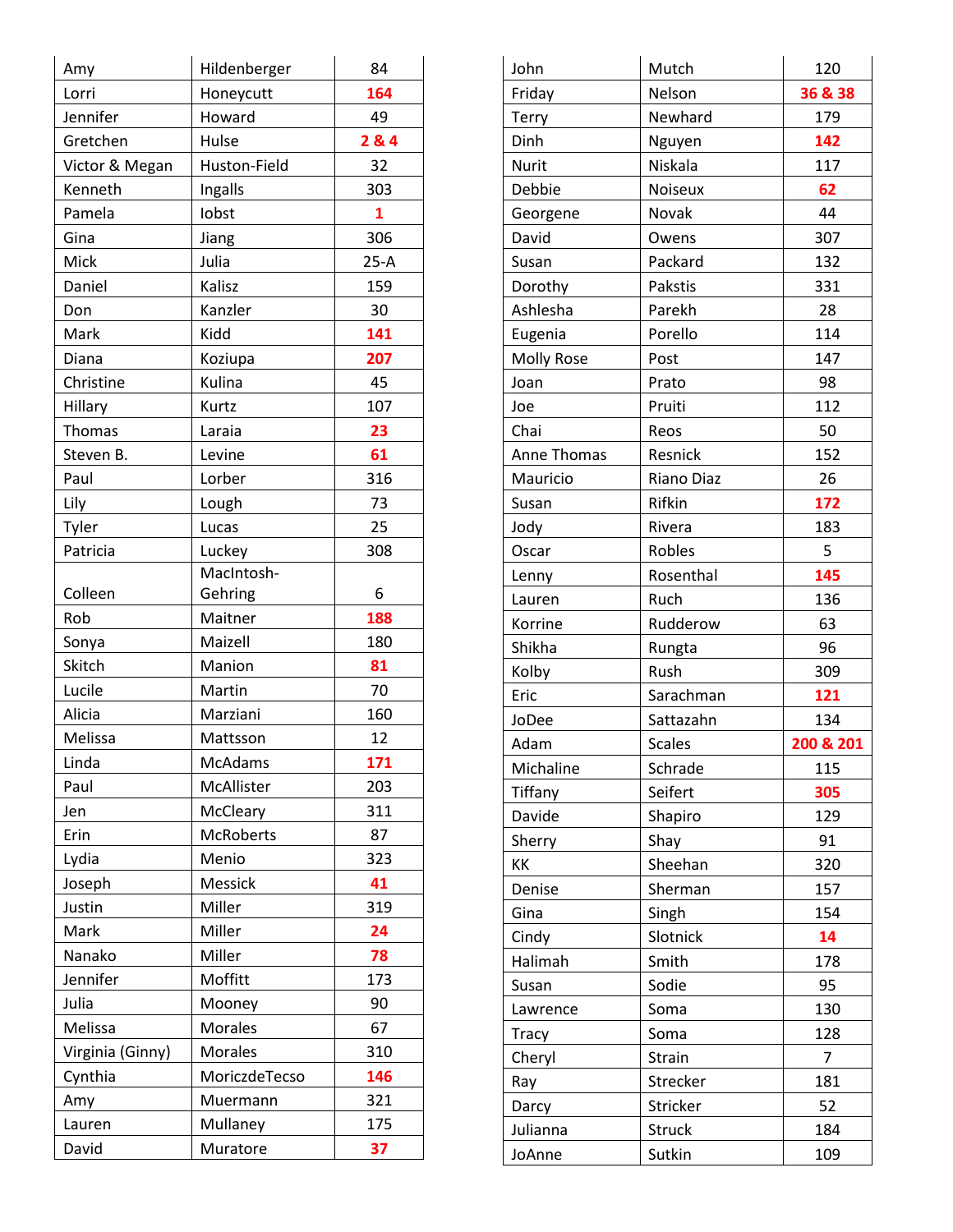| | | |
|---|---|---|
| Amy | Hildenberger | 84 |
| Lorri | Honeycutt | **164** |
| Jennifer | Howard | 49 |
| Gretchen | Hulse | **2 & 4** |
| Victor & Megan | Huston-Field | 32 |
| Kenneth | Ingalls | 303 |
| Pamela | Iobst | **1** |
| Gina | Jiang | 306 |
| Mick | Julia | 25-A |
| Daniel | Kalisz | 159 |
| Don | Kanzler | 30 |
| Mark | Kidd | **141** |
| Diana | Koziupa | **207** |
| Christine | Kulina | 45 |
| Hillary | Kurtz | 107 |
| Thomas | Laraia | **23** |
| Steven B. | Levine | **61** |
| Paul | Lorber | 316 |
| Lily | Lough | 73 |
| Tyler | Lucas | 25 |
| Patricia | Luckey | 308 |
| Colleen | MacIntosh-Gehring | 6 |
| Rob | Maitner | **188** |
| Sonya | Maizell | 180 |
| Skitch | Manion | **81** |
| Lucile | Martin | 70 |
| Alicia | Marziani | 160 |
| Melissa | Mattsson | 12 |
| Linda | McAdams | **171** |
| Paul | McAllister | 203 |
| Jen | McCleary | 311 |
| Erin | McRoberts | 87 |
| Lydia | Menio | 323 |
| Joseph | Messick | **41** |
| Justin | Miller | 319 |
| Mark | Miller | **24** |
| Nanako | Miller | **78** |
| Jennifer | Moffitt | 173 |
| Julia | Mooney | 90 |
| Melissa | Morales | 67 |
| Virginia (Ginny) | Morales | 310 |
| Cynthia | MoriczdeTecso | **146** |
| Amy | Muermann | 321 |
| Lauren | Mullaney | 175 |
| David | Muratore | **37** |
| John | Mutch | 120 |
| Friday | Nelson | **36 & 38** |
| Terry | Newhard | 179 |
| Dinh | Nguyen | **142** |
| Nurit | Niskala | 117 |
| Debbie | Noiseux | **62** |
| Georgene | Novak | 44 |
| David | Owens | 307 |
| Susan | Packard | 132 |
| Dorothy | Pakstis | 331 |
| Ashlesha | Parekh | 28 |
| Eugenia | Porello | 114 |
| Molly Rose | Post | 147 |
| Joan | Prato | 98 |
| Joe | Pruiti | 112 |
| Chai | Reos | 50 |
| Anne Thomas | Resnick | 152 |
| Mauricio | Riano Diaz | 26 |
| Susan | Rifkin | **172** |
| Jody | Rivera | 183 |
| Oscar | Robles | 5 |
| Lenny | Rosenthal | **145** |
| Lauren | Ruch | 136 |
| Korrine | Rudderow | 63 |
| Shikha | Rungta | 96 |
| Kolby | Rush | 309 |
| Eric | Sarachman | **121** |
| JoDee | Sattazahn | 134 |
| Adam | Scales | **200 & 201** |
| Michaline | Schrade | 115 |
| Tiffany | Seifert | **305** |
| Davide | Shapiro | 129 |
| Sherry | Shay | 91 |
| KK | Sheehan | 320 |
| Denise | Sherman | 157 |
| Gina | Singh | 154 |
| Cindy | Slotnick | **14** |
| Halimah | Smith | 178 |
| Susan | Sodie | 95 |
| Lawrence | Soma | 130 |
| Tracy | Soma | 128 |
| Cheryl | Strain | 7 |
| Ray | Strecker | 181 |
| Darcy | Stricker | 52 |
| Julianna | Struck | 184 |
| JoAnne | Sutkin | 109 |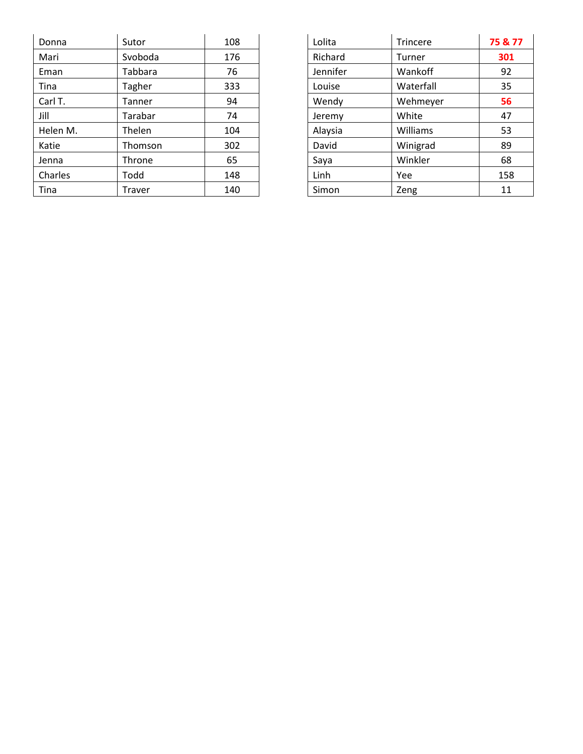| | | |
|---|---|---|
| Donna | Sutor | 108 |
| Mari | Svoboda | 176 |
| Eman | Tabbara | 76 |
| Tina | Tagher | 333 |
| Carl T. | Tanner | 94 |
| Jill | Tarabar | 74 |
| Helen M. | Thelen | 104 |
| Katie | Thomson | 302 |
| Jenna | Throne | 65 |
| Charles | Todd | 148 |
| Tina | Traver | 140 |

| | | |
|---|---|---|
| Lolita | Trincere | **75 & 77** |
| Richard | Turner | **301** |
| Jennifer | Wankoff | 92 |
| Louise | Waterfall | 35 |
| Wendy | Wehmeyer | **56** |
| Jeremy | White | 47 |
| Alaysia | Williams | 53 |
| David | Winigrad | 89 |
| Saya | Winkler | 68 |
| Linh | Yee | 158 |
| Simon | Zeng | 11 |